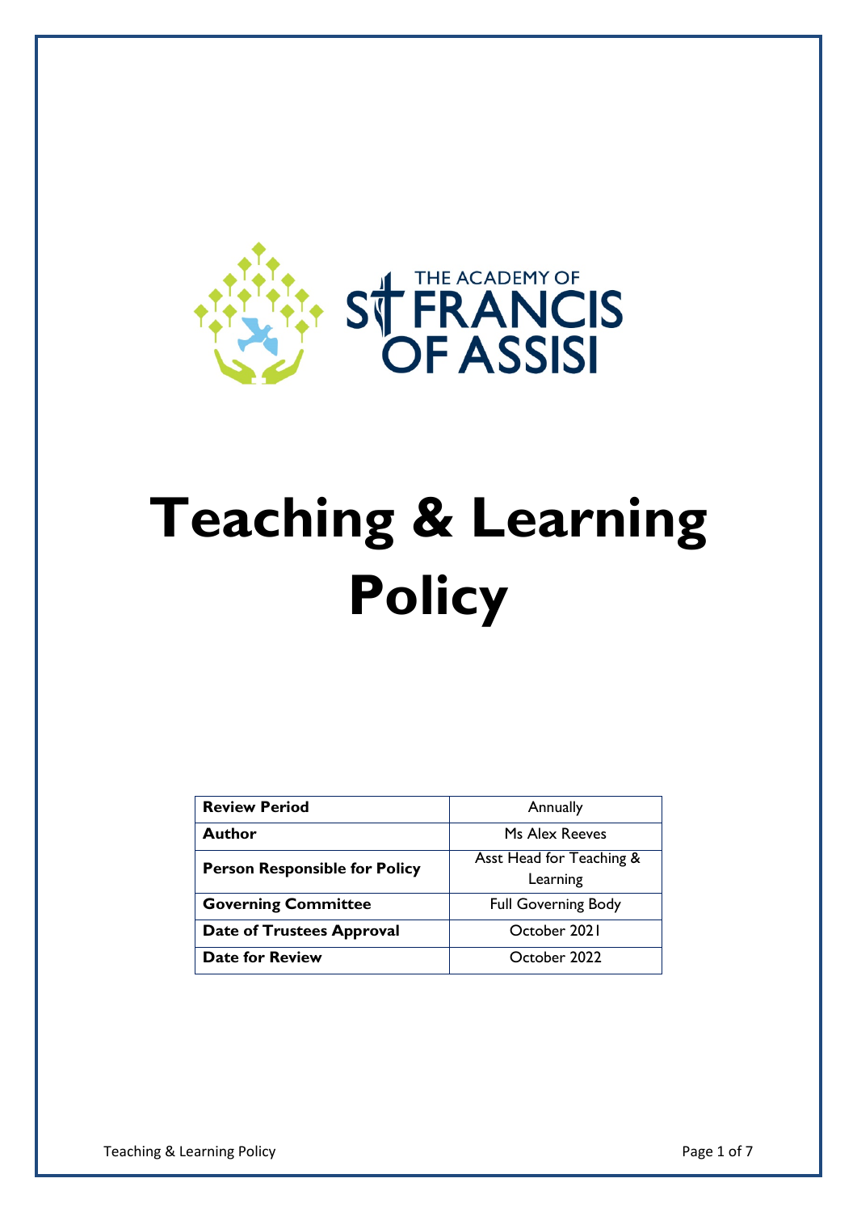THE ACADEMY OF ST FRANCIS OF ASSISI

# Teaching & Learning Policy

| Review Period | Annually |
|---|---|
| **Author** | Ms Alex Reeves |
| **Person Responsible for Policy** | Asst Head for Teaching & Learning |
| **Governing Committee** | Full Governing Body |
| **Date of Trustees Approval** | October 2021 |
| **Date for Review** | October 2022 |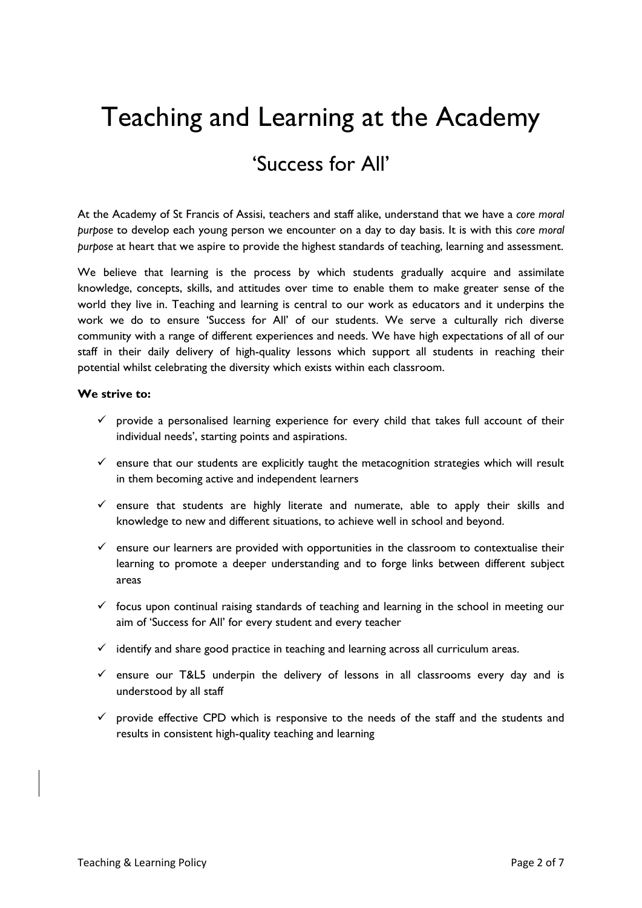# Teaching and Learning at the Academy

## 'Success for All'

At the Academy of St Francis of Assisi, teachers and staff alike, understand that we have a *core moral purpose* to develop each young person we encounter on a day to day basis. It is with this *core moral purpose* at heart that we aspire to provide the highest standards of teaching, learning and assessment.

We believe that learning is the process by which students gradually acquire and assimilate knowledge, concepts, skills, and attitudes over time to enable them to make greater sense of the world they live in. Teaching and learning is central to our work as educators and it underpins the work we do to ensure 'Success for All' of our students. We serve a culturally rich diverse community with a range of different experiences and needs. We have high expectations of all of our staff in their daily delivery of high-quality lessons which support all students in reaching their potential whilst celebrating the diversity which exists within each classroom.

**We strive to:**

- ✓ provide a personalised learning experience for every child that takes full account of their individual needs', starting points and aspirations.
- ✓ ensure that our students are explicitly taught the metacognition strategies which will result in them becoming active and independent learners
- ✓ ensure that students are highly literate and numerate, able to apply their skills and knowledge to new and different situations, to achieve well in school and beyond.
- ✓ ensure our learners are provided with opportunities in the classroom to contextualise their learning to promote a deeper understanding and to forge links between different subject areas
- ✓ focus upon continual raising standards of teaching and learning in the school in meeting our aim of 'Success for All' for every student and every teacher
- ✓ identify and share good practice in teaching and learning across all curriculum areas.
- ✓ ensure our T&L5 underpin the delivery of lessons in all classrooms every day and is understood by all staff
- ✓ provide effective CPD which is responsive to the needs of the staff and the students and results in consistent high-quality teaching and learning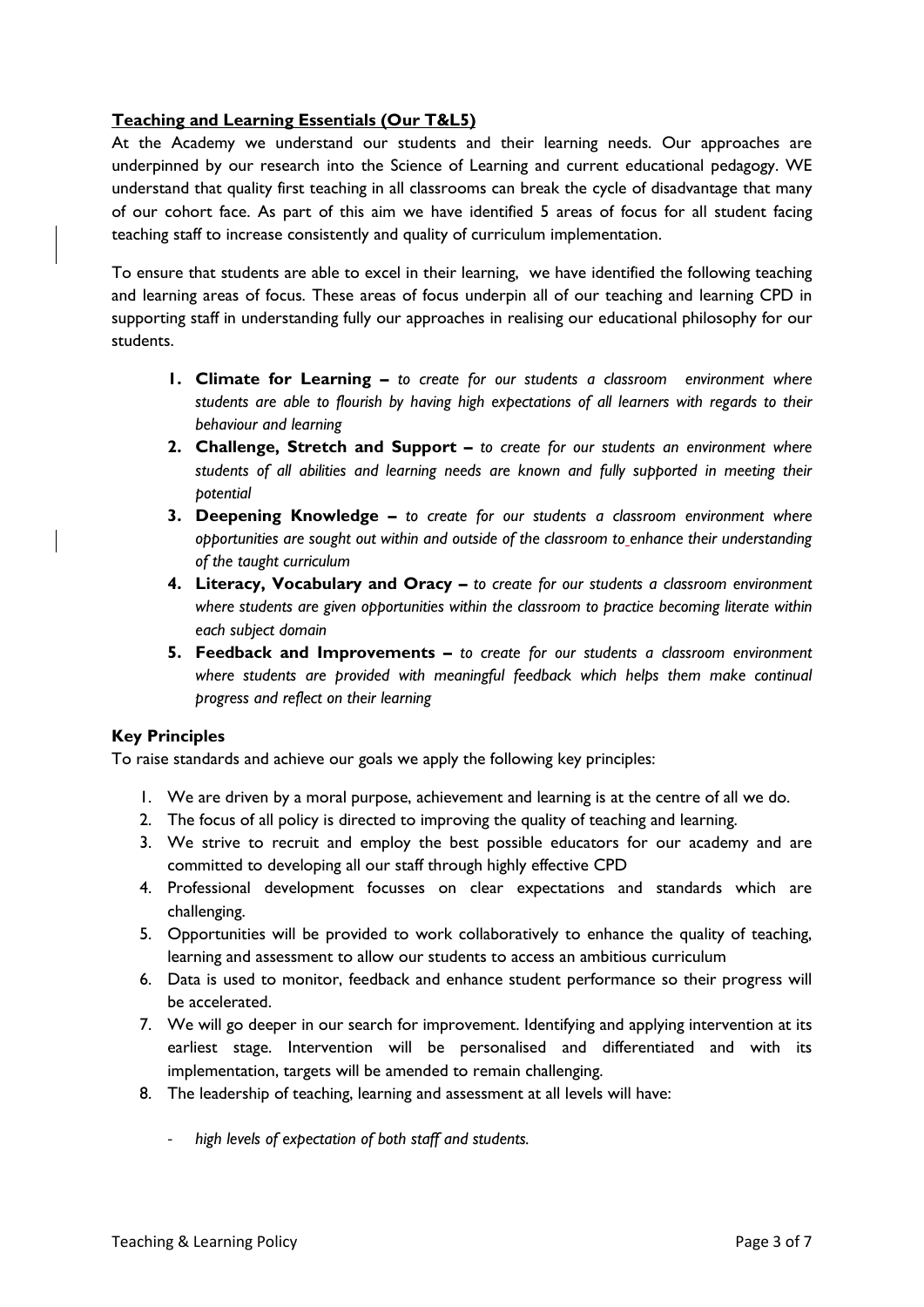**Teaching and Learning Essentials (Our T&L5)**

At the Academy we understand our students and their learning needs. Our approaches are underpinned by our research into the Science of Learning and current educational pedagogy. WE understand that quality first teaching in all classrooms can break the cycle of disadvantage that many of our cohort face. As part of this aim we have identified 5 areas of focus for all student facing teaching staff to increase consistently and quality of curriculum implementation.

To ensure that students are able to excel in their learning, we have identified the following teaching and learning areas of focus. These areas of focus underpin all of our teaching and learning CPD in supporting staff in understanding fully our approaches in realising our educational philosophy for our students.

1. **Climate for Learning –** *to create for our students a classroom environment where students are able to flourish by having high expectations of all learners with regards to their behaviour and learning*
2. **Challenge, Stretch and Support –** *to create for our students an environment where students of all abilities and learning needs are known and fully supported in meeting their potential*
3. **Deepening Knowledge –** *to create for our students a classroom environment where opportunities are sought out within and outside of the classroom to enhance their understanding of the taught curriculum*
4. **Literacy, Vocabulary and Oracy –** *to create for our students a classroom environment where students are given opportunities within the classroom to practice becoming literate within each subject domain*
5. **Feedback and Improvements –** *to create for our students a classroom environment where students are provided with meaningful feedback which helps them make continual progress and reflect on their learning*

**Key Principles**

To raise standards and achieve our goals we apply the following key principles:

1. We are driven by a moral purpose, achievement and learning is at the centre of all we do.
2. The focus of all policy is directed to improving the quality of teaching and learning.
3. We strive to recruit and employ the best possible educators for our academy and are committed to developing all our staff through highly effective CPD
4. Professional development focusses on clear expectations and standards which are challenging.
5. Opportunities will be provided to work collaboratively to enhance the quality of teaching, learning and assessment to allow our students to access an ambitious curriculum
6. Data is used to monitor, feedback and enhance student performance so their progress will be accelerated.
7. We will go deeper in our search for improvement. Identifying and applying intervention at its earliest stage. Intervention will be personalised and differentiated and with its implementation, targets will be amended to remain challenging.
8. The leadership of teaching, learning and assessment at all levels will have:
    - *high levels of expectation of both staff and students.*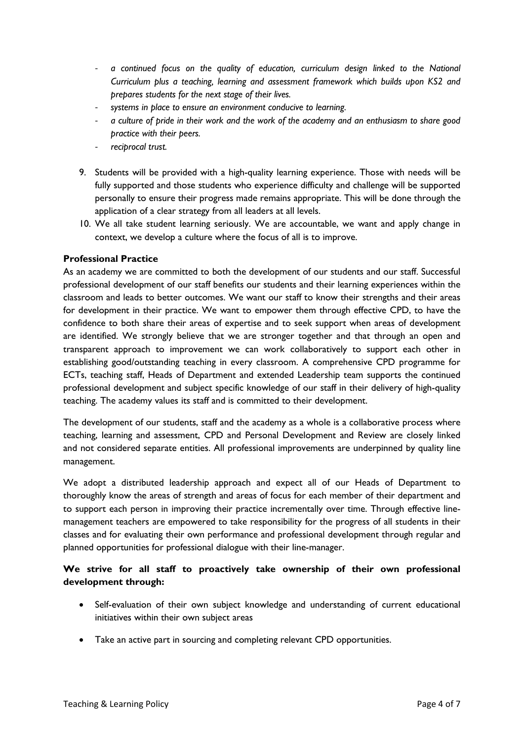- *a continued focus on the quality of education, curriculum design linked to the National Curriculum plus a teaching, learning and assessment framework which builds upon KS2 and prepares students for the next stage of their lives.*
- *systems in place to ensure an environment conducive to learning.*
- *a culture of pride in their work and the work of the academy and an enthusiasm to share good practice with their peers.*
- *reciprocal trust.*

9. Students will be provided with a high-quality learning experience. Those with needs will be fully supported and those students who experience difficulty and challenge will be supported personally to ensure their progress made remains appropriate. This will be done through the application of a clear strategy from all leaders at all levels.
10. We all take student learning seriously. We are accountable, we want and apply change in context, we develop a culture where the focus of all is to improve.

**Professional Practice**

As an academy we are committed to both the development of our students and our staff. Successful professional development of our staff benefits our students and their learning experiences within the classroom and leads to better outcomes. We want our staff to know their strengths and their areas for development in their practice. We want to empower them through effective CPD, to have the confidence to both share their areas of expertise and to seek support when areas of development are identified. We strongly believe that we are stronger together and that through an open and transparent approach to improvement we can work collaboratively to support each other in establishing good/outstanding teaching in every classroom. A comprehensive CPD programme for ECTs, teaching staff, Heads of Department and extended Leadership team supports the continued professional development and subject specific knowledge of our staff in their delivery of high-quality teaching. The academy values its staff and is committed to their development.

The development of our students, staff and the academy as a whole is a collaborative process where teaching, learning and assessment, CPD and Personal Development and Review are closely linked and not considered separate entities. All professional improvements are underpinned by quality line management.

We adopt a distributed leadership approach and expect all of our Heads of Department to thoroughly know the areas of strength and areas of focus for each member of their department and to support each person in improving their practice incrementally over time. Through effective line-management teachers are empowered to take responsibility for the progress of all students in their classes and for evaluating their own performance and professional development through regular and planned opportunities for professional dialogue with their line-manager.

**We strive for all staff to proactively take ownership of their own professional development through:**

- Self-evaluation of their own subject knowledge and understanding of current educational initiatives within their own subject areas
- Take an active part in sourcing and completing relevant CPD opportunities.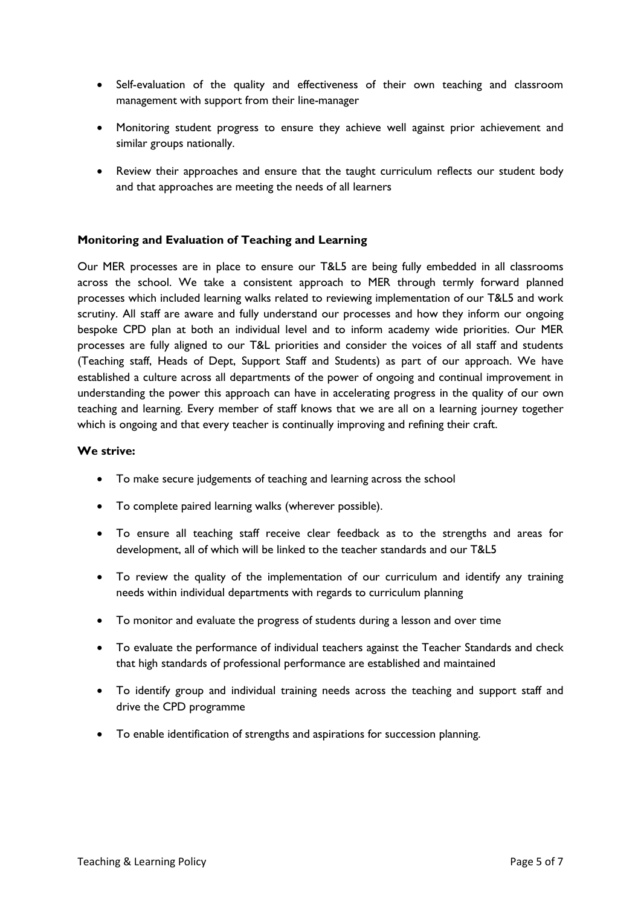- Self-evaluation of the quality and effectiveness of their own teaching and classroom management with support from their line-manager

- Monitoring student progress to ensure they achieve well against prior achievement and similar groups nationally.

- Review their approaches and ensure that the taught curriculum reflects our student body and that approaches are meeting the needs of all learners

**Monitoring and Evaluation of Teaching and Learning**

Our MER processes are in place to ensure our T&L5 are being fully embedded in all classrooms across the school. We take a consistent approach to MER through termly forward planned processes which included learning walks related to reviewing implementation of our T&L5 and work scrutiny. All staff are aware and fully understand our processes and how they inform our ongoing bespoke CPD plan at both an individual level and to inform academy wide priorities. Our MER processes are fully aligned to our T&L priorities and consider the voices of all staff and students (Teaching staff, Heads of Dept, Support Staff and Students) as part of our approach. We have established a culture across all departments of the power of ongoing and continual improvement in understanding the power this approach can have in accelerating progress in the quality of our own teaching and learning. Every member of staff knows that we are all on a learning journey together which is ongoing and that every teacher is continually improving and refining their craft.

**We strive:**

- To make secure judgements of teaching and learning across the school

- To complete paired learning walks (wherever possible).

- To ensure all teaching staff receive clear feedback as to the strengths and areas for development, all of which will be linked to the teacher standards and our T&L5

- To review the quality of the implementation of our curriculum and identify any training needs within individual departments with regards to curriculum planning

- To monitor and evaluate the progress of students during a lesson and over time

- To evaluate the performance of individual teachers against the Teacher Standards and check that high standards of professional performance are established and maintained

- To identify group and individual training needs across the teaching and support staff and drive the CPD programme

- To enable identification of strengths and aspirations for succession planning.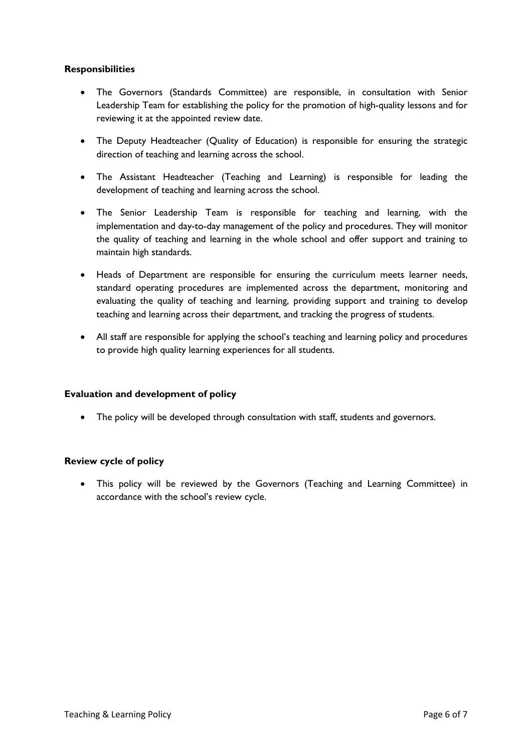**Responsibilities**

- The Governors (Standards Committee) are responsible, in consultation with Senior Leadership Team for establishing the policy for the promotion of high-quality lessons and for reviewing it at the appointed review date.
- The Deputy Headteacher (Quality of Education) is responsible for ensuring the strategic direction of teaching and learning across the school.
- The Assistant Headteacher (Teaching and Learning) is responsible for leading the development of teaching and learning across the school.
- The Senior Leadership Team is responsible for teaching and learning, with the implementation and day-to-day management of the policy and procedures. They will monitor the quality of teaching and learning in the whole school and offer support and training to maintain high standards.
- Heads of Department are responsible for ensuring the curriculum meets learner needs, standard operating procedures are implemented across the department, monitoring and evaluating the quality of teaching and learning, providing support and training to develop teaching and learning across their department, and tracking the progress of students.
- All staff are responsible for applying the school's teaching and learning policy and procedures to provide high quality learning experiences for all students.

**Evaluation and development of policy**

- The policy will be developed through consultation with staff, students and governors.

**Review cycle of policy**

- This policy will be reviewed by the Governors (Teaching and Learning Committee) in accordance with the school's review cycle.